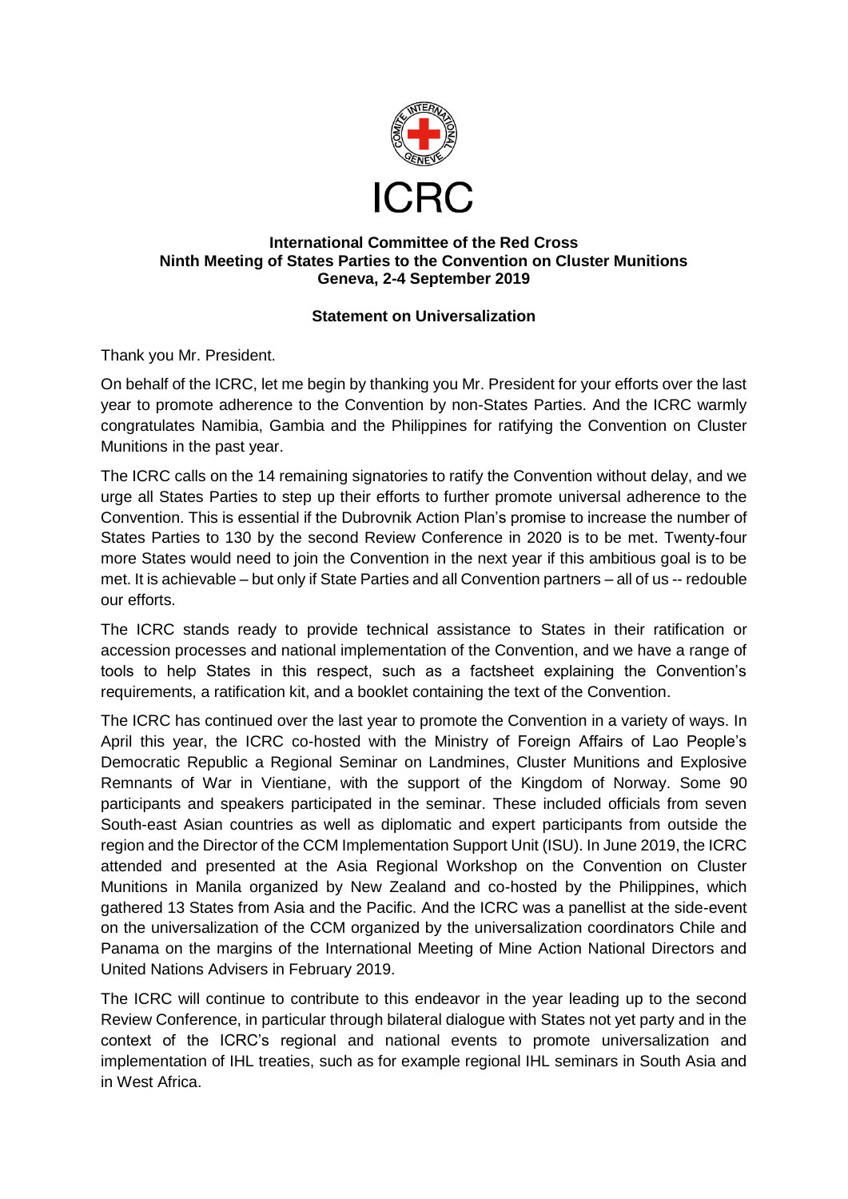ICRC

**International Committee of the Red Cross**
**Ninth Meeting of States Parties to the Convention on Cluster Munitions**
**Geneva, 2-4 September 2019**

**Statement on Universalization**

Thank you Mr. President.

On behalf of the ICRC, let me begin by thanking you Mr. President for your efforts over the last year to promote adherence to the Convention by non-States Parties. And the ICRC warmly congratulates Namibia, Gambia and the Philippines for ratifying the Convention on Cluster Munitions in the past year.

The ICRC calls on the 14 remaining signatories to ratify the Convention without delay, and we urge all States Parties to step up their efforts to further promote universal adherence to the Convention. This is essential if the Dubrovnik Action Plan's promise to increase the number of States Parties to 130 by the second Review Conference in 2020 is to be met. Twenty-four more States would need to join the Convention in the next year if this ambitious goal is to be met. It is achievable – but only if State Parties and all Convention partners – all of us -- redouble our efforts.

The ICRC stands ready to provide technical assistance to States in their ratification or accession processes and national implementation of the Convention, and we have a range of tools to help States in this respect, such as a factsheet explaining the Convention's requirements, a ratification kit, and a booklet containing the text of the Convention.

The ICRC has continued over the last year to promote the Convention in a variety of ways. In April this year, the ICRC co-hosted with the Ministry of Foreign Affairs of Lao People's Democratic Republic a Regional Seminar on Landmines, Cluster Munitions and Explosive Remnants of War in Vientiane, with the support of the Kingdom of Norway. Some 90 participants and speakers participated in the seminar. These included officials from seven South-east Asian countries as well as diplomatic and expert participants from outside the region and the Director of the CCM Implementation Support Unit (ISU). In June 2019, the ICRC attended and presented at the Asia Regional Workshop on the Convention on Cluster Munitions in Manila organized by New Zealand and co-hosted by the Philippines, which gathered 13 States from Asia and the Pacific. And the ICRC was a panellist at the side-event on the universalization of the CCM organized by the universalization coordinators Chile and Panama on the margins of the International Meeting of Mine Action National Directors and United Nations Advisers in February 2019.

The ICRC will continue to contribute to this endeavor in the year leading up to the second Review Conference, in particular through bilateral dialogue with States not yet party and in the context of the ICRC's regional and national events to promote universalization and implementation of IHL treaties, such as for example regional IHL seminars in South Asia and in West Africa.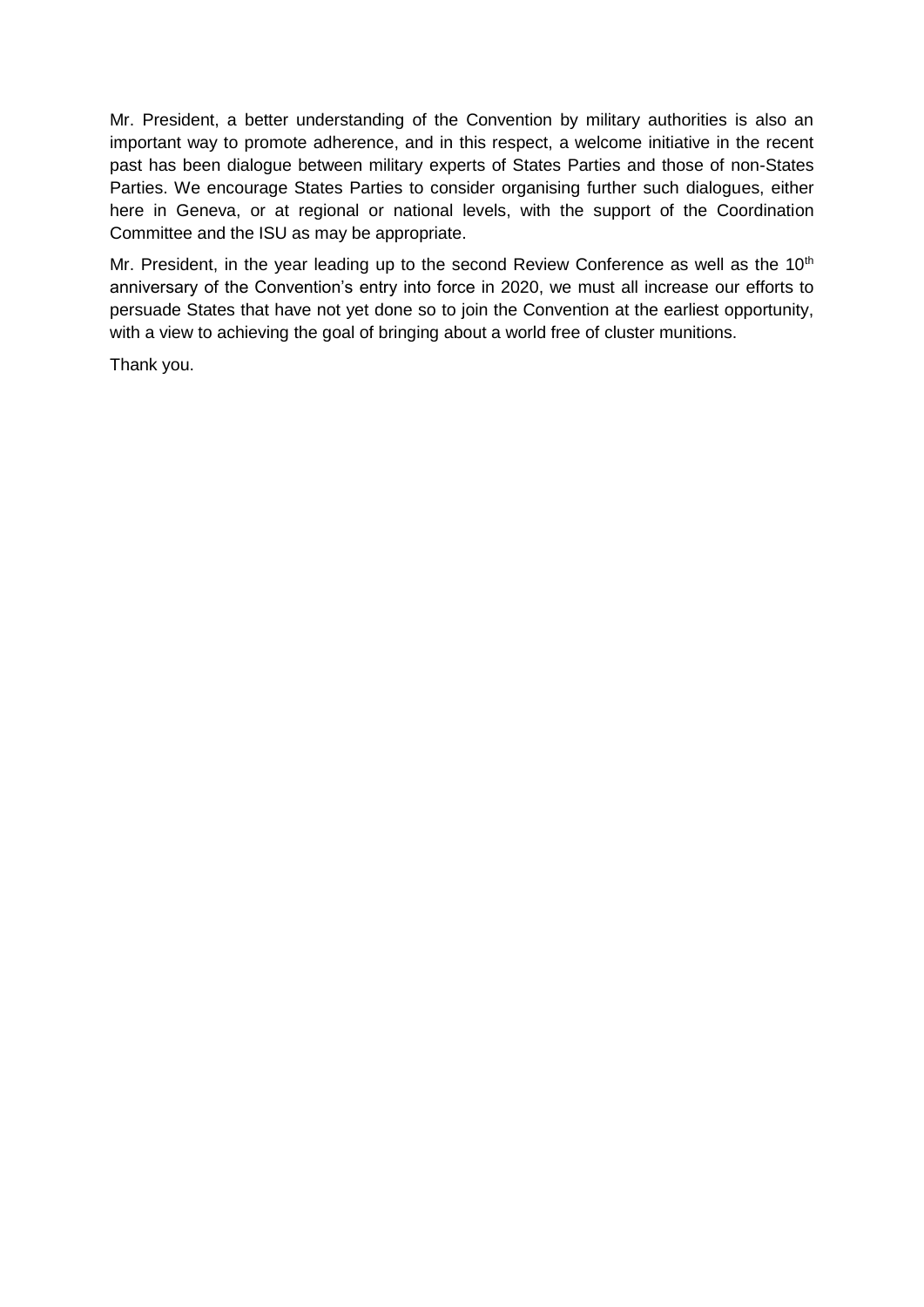Mr. President, a better understanding of the Convention by military authorities is also an important way to promote adherence, and in this respect, a welcome initiative in the recent past has been dialogue between military experts of States Parties and those of non-States Parties. We encourage States Parties to consider organising further such dialogues, either here in Geneva, or at regional or national levels, with the support of the Coordination Committee and the ISU as may be appropriate.

Mr. President, in the year leading up to the second Review Conference as well as the 10th anniversary of the Convention's entry into force in 2020, we must all increase our efforts to persuade States that have not yet done so to join the Convention at the earliest opportunity, with a view to achieving the goal of bringing about a world free of cluster munitions.

Thank you.